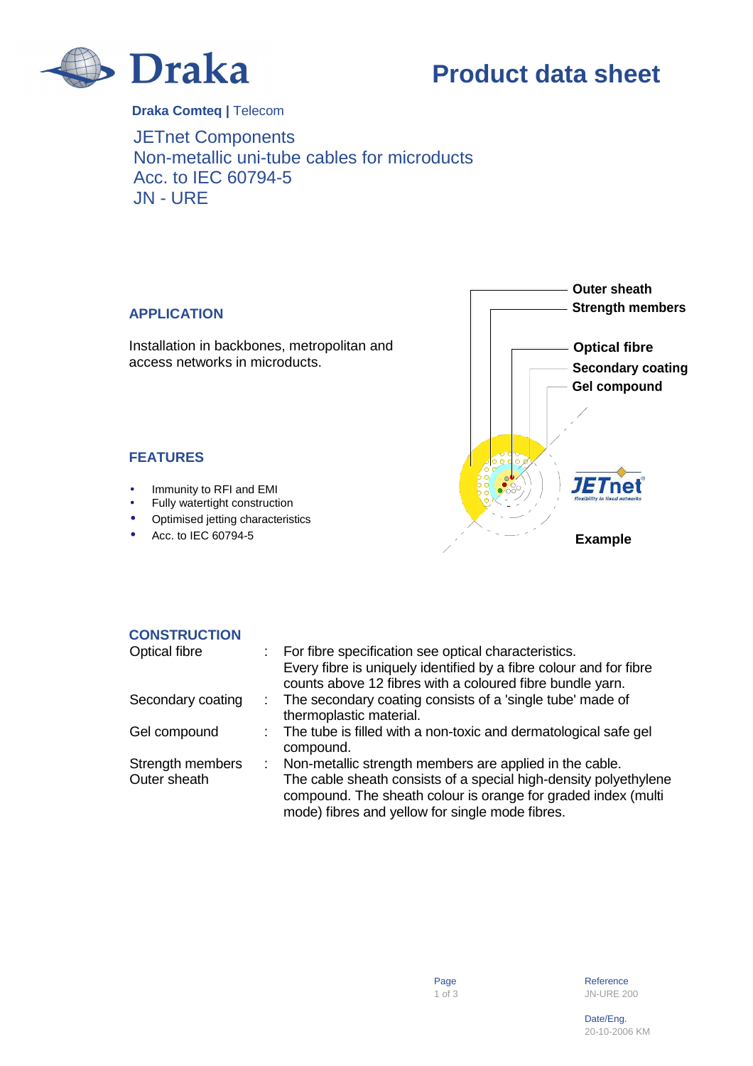# Product data sheet

**Draka Comteq |** Telecom

## JETnet Components
## Non-metallic uni-tube cables for microducts
## Acc. to IEC 60794-5
## JN - URE

**Outer sheath**
**Strength members**
**Optical fibre**
**Secondary coating**
**Gel compound**

**Example**

### APPLICATION

Installation in backbones, metropolitan and access networks in microducts.

### FEATURES

- Immunity to RFI and EMI
- Fully watertight construction
- Optimised jetting characteristics
- Acc. to IEC 60794-5

### CONSTRUCTION

| | | |
|---|---|---|
| Optical fibre | : | For fibre specification see optical characteristics. Every fibre is uniquely identified by a fibre colour and for fibre counts above 12 fibres with a coloured fibre bundle yarn. |
| Secondary coating | : | The secondary coating consists of a 'single tube' made of thermoplastic material. |
| Gel compound | : | The tube is filled with a non-toxic and dermatological safe gel compound. |
| Strength members | : | Non-metallic strength members are applied in the cable. |
| Outer sheath | | The cable sheath consists of a special high-density polyethylene compound. The sheath colour is orange for graded index (multi mode) fibres and yellow for single mode fibres. |

Reference
JN-URE 200

Date/Eng.
20-10-2006 KM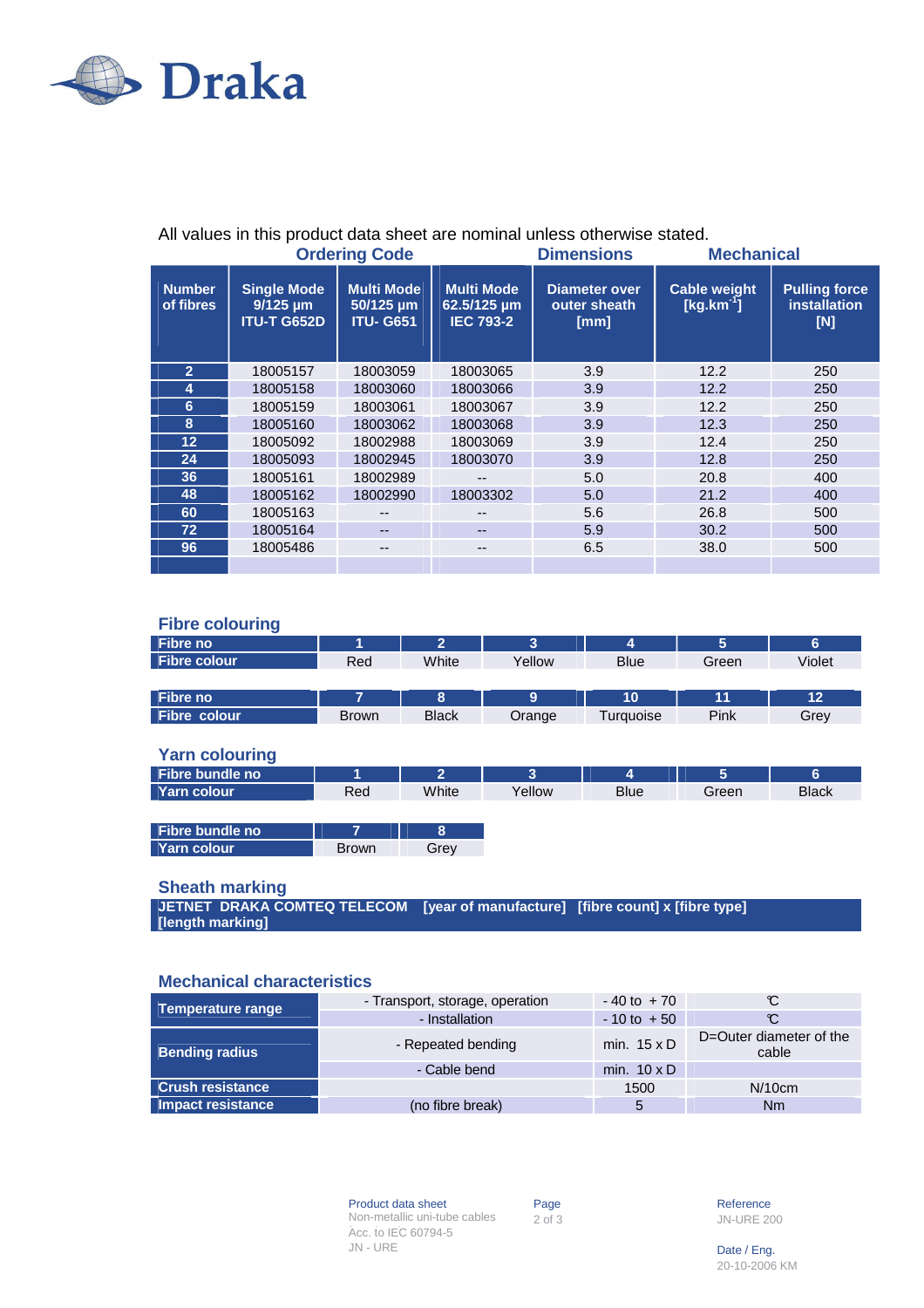All values in this product data sheet are nominal unless otherwise stated.

| Number of fibres | Ordering Code: Single Mode 9/125 µm ITU-T G652D | Ordering Code: Multi Mode 50/125 µm ITU- G651 | Ordering Code: Multi Mode 62.5/125 µm IEC 793-2 | Dimensions: Diameter over outer sheath [mm] | Mechanical: Cable weight [kg.km$^{-1}$] | Mechanical: Pulling force installation [N] |
|---|---|---|---|---|---|---|
| 2 | 18005157 | 18003059 | 18003065 | 3.9 | 12.2 | 250 |
| 4 | 18005158 | 18003060 | 18003066 | 3.9 | 12.2 | 250 |
| 6 | 18005159 | 18003061 | 18003067 | 3.9 | 12.2 | 250 |
| 8 | 18005160 | 18003062 | 18003068 | 3.9 | 12.3 | 250 |
| 12 | 18005092 | 18002988 | 18003069 | 3.9 | 12.4 | 250 |
| 24 | 18005093 | 18002945 | 18003070 | 3.9 | 12.8 | 250 |
| 36 | 18005161 | 18002989 | -- | 5.0 | 20.8 | 400 |
| 48 | 18005162 | 18002990 | 18003302 | 5.0 | 21.2 | 400 |
| 60 | 18005163 | -- | -- | 5.6 | 26.8 | 500 |
| 72 | 18005164 | -- | -- | 5.9 | 30.2 | 500 |
| 96 | 18005486 | -- | -- | 6.5 | 38.0 | 500 |

## Fibre colouring

| Fibre no | 1 | 2 | 3 | 4 | 5 | 6 |
|---|---|---|---|---|---|---|
| Fibre colour | Red | White | Yellow | Blue | Green | Violet |

| Fibre no | 7 | 8 | 9 | 10 | 11 | 12 |
|---|---|---|---|---|---|---|
| Fibre colour | Brown | Black | Orange | Turquoise | Pink | Grey |

## Yarn colouring

| Fibre bundle no | 1 | 2 | 3 | 4 | 5 | 6 |
|---|---|---|---|---|---|---|
| Yarn colour | Red | White | Yellow | Blue | Green | Black |

| Fibre bundle no | 7 | 8 |
|---|---|---|
| Yarn colour | Brown | Grey |

## Sheath marking

**JETNET DRAKA COMTEQ TELECOM [year of manufacture] [fibre count] x [fibre type] [length marking]**

## Mechanical characteristics

| | | | |
|---|---|---|---|
| Temperature range | - Transport, storage, operation | - 40 to + 70 | °C |
| | - Installation | - 10 to + 50 | °C |
| Bending radius | - Repeated bending | min. 15 x D | D=Outer diameter of the cable |
| | - Cable bend | min. 10 x D | |
| Crush resistance | | 1500 | N/10cm |
| Impact resistance | (no fibre break) | 5 | Nm |

Product data sheet
Non-metallic uni-tube cables
Acc. to IEC 60794-5
JN - URE

Reference
JN-URE 200

Date / Eng.
20-10-2006 KM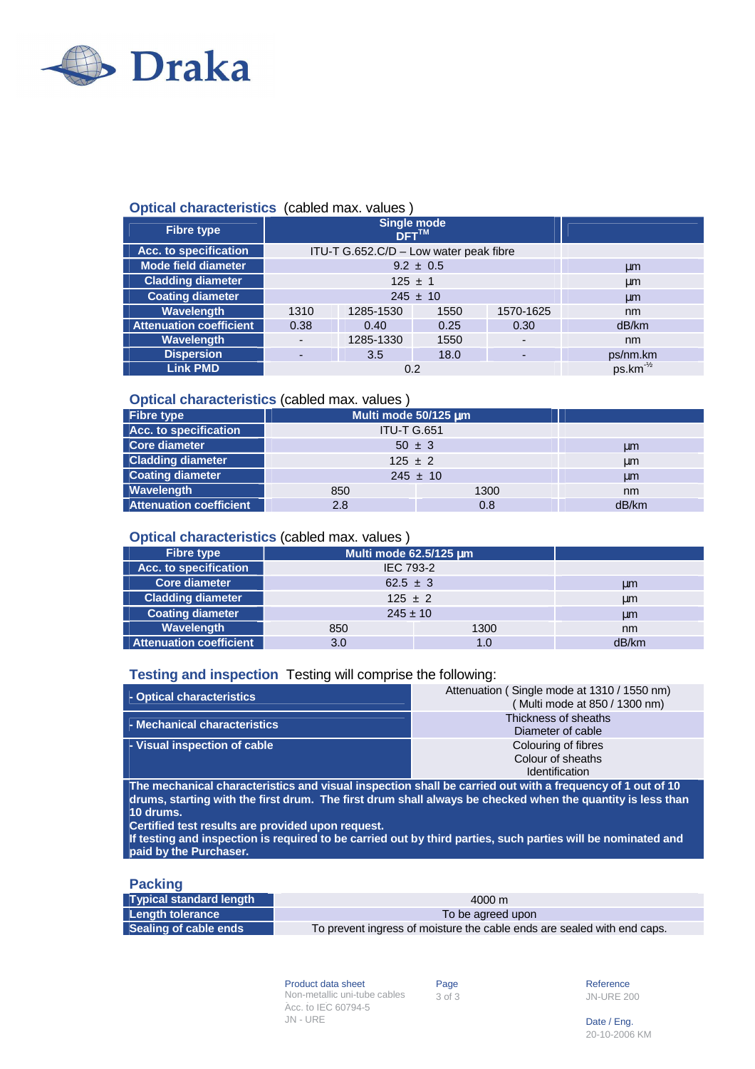Draka

## Optical characteristics (cabled max. values )

| Fibre type | Single mode DFT™ | | | | |
|---|---|---|---|---|---|
| Acc. to specification | ITU-T G.652.C/D – Low water peak fibre | | | | |
| Mode field diameter | 9.2 ± 0.5 | | | | µm |
| Cladding diameter | 125 ± 1 | | | | µm |
| Coating diameter | 245 ± 10 | | | | µm |
| Wavelength | 1310 | 1285-1530 | 1550 | 1570-1625 | nm |
| Attenuation coefficient | 0.38 | 0.40 | 0.25 | 0.30 | dB/km |
| Wavelength | - | 1285-1330 | 1550 | - | nm |
| Dispersion | - | 3.5 | 18.0 | - | ps/nm.km |
| Link PMD | 0.2 | | | | $ps.km^{-½}$ |

## Optical characteristics (cabled max. values )

| Fibre type | Multi mode 50/125 µm | | |
|---|---|---|---|
| Acc. to specification | ITU-T G.651 | | |
| Core diameter | 50 ± 3 | | µm |
| Cladding diameter | 125 ± 2 | | µm |
| Coating diameter | 245 ± 10 | | µm |
| Wavelength | 850 | 1300 | nm |
| Attenuation coefficient | 2.8 | 0.8 | dB/km |

## Optical characteristics (cabled max. values )

| Fibre type | Multi mode 62.5/125 µm | | |
|---|---|---|---|
| Acc. to specification | IEC 793-2 | | |
| Core diameter | 62.5 ± 3 | | µm |
| Cladding diameter | 125 ± 2 | | µm |
| Coating diameter | 245 ± 10 | | µm |
| Wavelength | 850 | 1300 | nm |
| Attenuation coefficient | 3.0 | 1.0 | dB/km |

## Testing and inspection

Testing will comprise the following:

| | |
|---|---|
| - Optical characteristics | Attenuation ( Single mode at 1310 / 1550 nm) ( Multi mode at 850 / 1300 nm) |
| - Mechanical characteristics | Thickness of sheaths Diameter of cable |
| - Visual inspection of cable | Colouring of fibres Colour of sheaths Identification |

**The mechanical characteristics and visual inspection shall be carried out with a frequency of 1 out of 10 drums, starting with the first drum. The first drum shall always be checked when the quantity is less than 10 drums.**
**Certified test results are provided upon request.**
**If testing and inspection is required to be carried out by third parties, such parties will be nominated and paid by the Purchaser.**

## Packing

| | |
|---|---|
| Typical standard length | 4000 m |
| Length tolerance | To be agreed upon |
| Sealing of cable ends | To prevent ingress of moisture the cable ends are sealed with end caps. |

Product data sheet
Non-metallic uni-tube cables
Acc. to IEC 60794-5
JN - URE

Reference
JN-URE 200

Date / Eng.
20-10-2006 KM